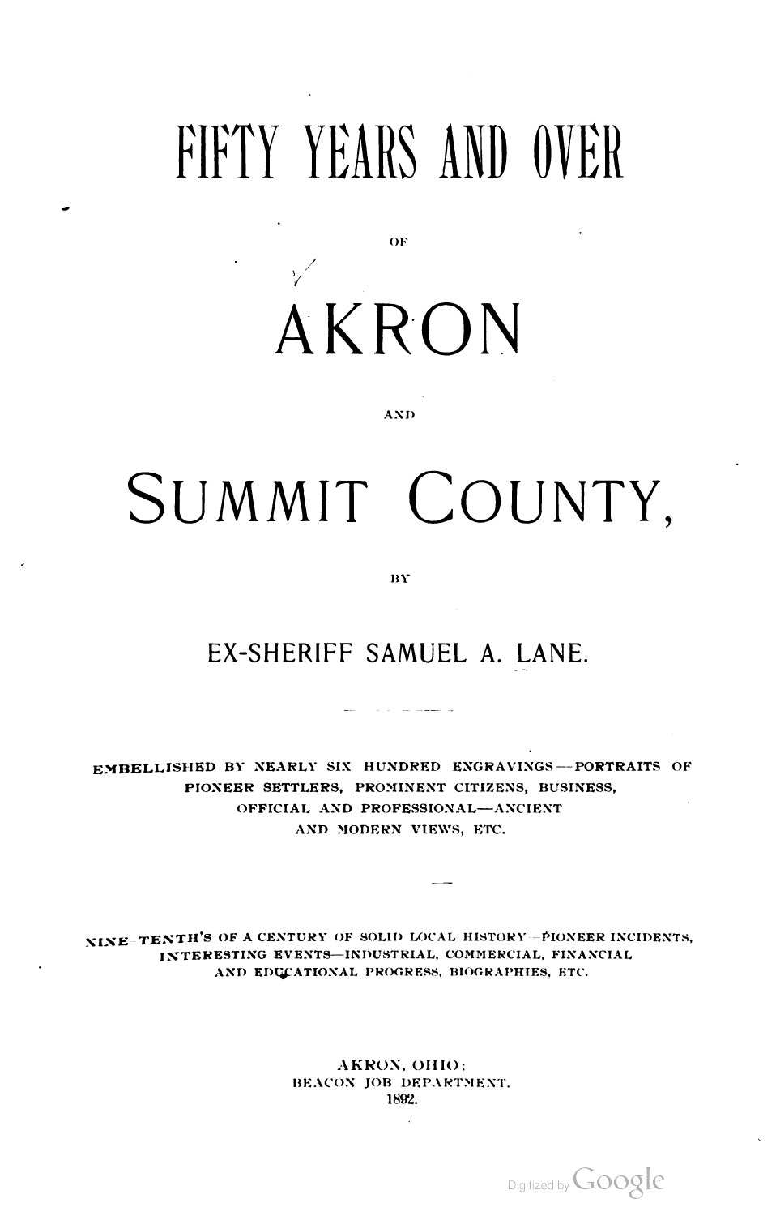# FIFTY YEARS AND OVER

OF

# AKRON

AND

# SUMMIT COUNTY,

BY

## EX-SHERIFF SAMUEL A. LANE.

EMBELLISHED BY NEARLY SIX HUNDRED ENGRAVINGS—PORTRAITS OF PIONEER SETTLERS, PROMINENT CITIZENS, BUSINESS, OFFICIAL AND PROFESSIONAL—ANCIENT AND MODERN VIEWS, ETC.

NINE-TENTH'S OF A CENTURY OF SOLID LOCAL HISTORY—PIONEER INCIDENTS, INTERESTING EVENTS—INDUSTRIAL, COMMERCIAL, FINANCIAL AND EDUCATIONAL PROGRESS, BIOGRAPHIES, ETC.

AKRON, OHIO:
BEACON JOB DEPARTMENT.
1892.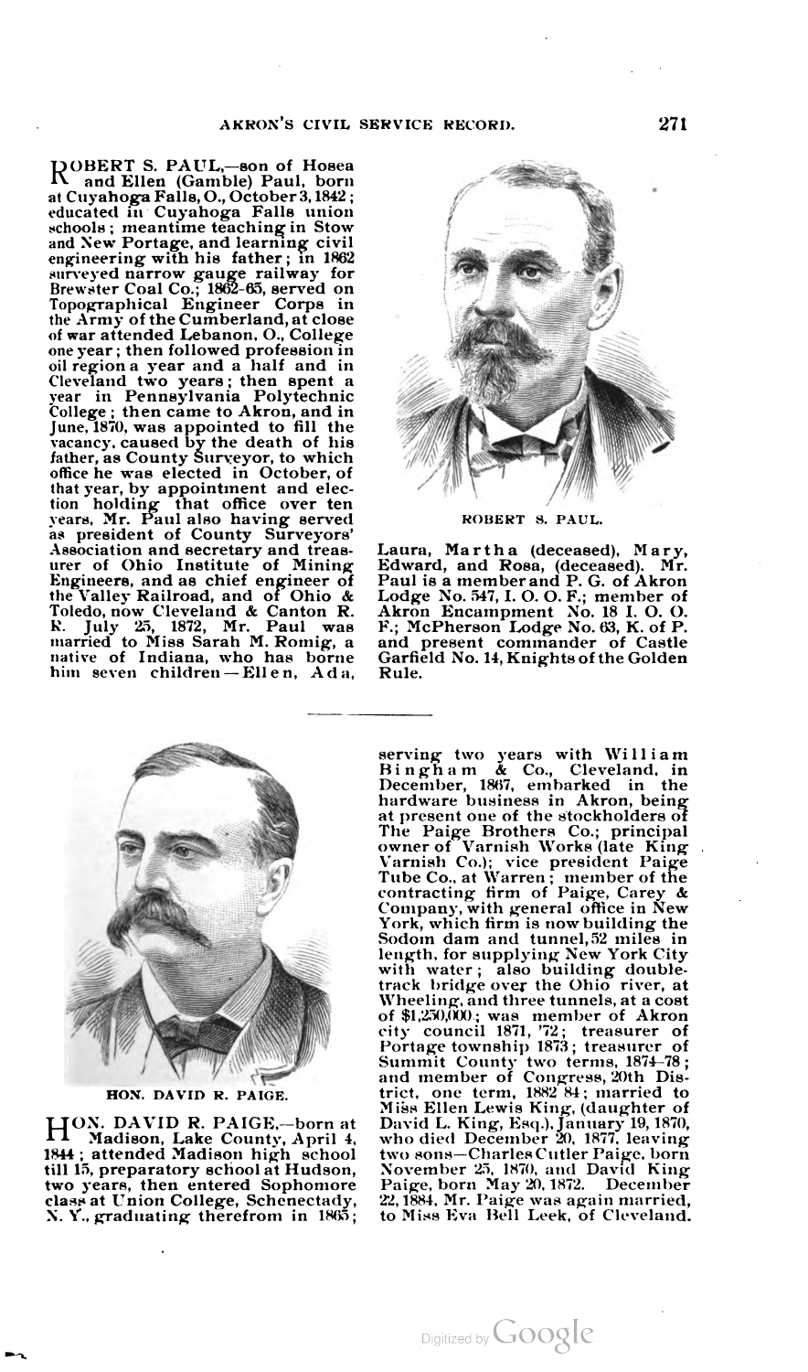ROBERT S. PAUL,—son of Hosea and Ellen (Gamble) Paul, born at Cuyahoga Falls, O., October 3, 1842; educated in Cuyahoga Falls union schools; meantime teaching in Stow and New Portage, and learning civil engineering with his father; in 1862 surveyed narrow gauge railway for Brewster Coal Co.; 1862-65, served on Topographical Engineer Corps in the Army of the Cumberland, at close of war attended Lebanon, O., College one year; then followed profession in oil region a year and a half and in Cleveland two years; then spent a year in Pennsylvania Polytechnic College; then came to Akron, and in June, 1870, was appointed to fill the vacancy, caused by the death of his father, as County Surveyor, to which office he was elected in October, of that year, by appointment and election holding that office over ten years, Mr. Paul also having served as president of County Surveyors' Association and secretary and treasurer of Ohio Institute of Mining Engineers, and as chief engineer of the Valley Railroad, and of Ohio & Toledo, now Cleveland & Canton R. R. July 25, 1872, Mr. Paul was married to Miss Sarah M. Romig, a native of Indiana, who has borne him seven children—Ellen, Ada, Laura, Martha (deceased), Mary, Edward, and Rosa, (deceased). Mr. Paul is a member and P. G. of Akron Lodge No. 547, I. O. O. F.; member of Akron Encampment No. 18 I. O. O. F.; McPherson Lodge No. 63, K. of P. and present commander of Castle Garfield No. 14, Knights of the Golden Rule.

ROBERT S. PAUL.

---

HON. DAVID R. PAIGE.

HON. DAVID R. PAIGE,—born at Madison, Lake County, April 4, 1844; attended Madison high school till 15, preparatory school at Hudson, two years, then entered Sophomore class at Union College, Schenectady, N. Y., graduating therefrom in 1865; serving two years with William Bingham & Co., Cleveland, in December, 1867, embarked in the hardware business in Akron, being at present one of the stockholders of The Paige Brothers Co.; principal owner of Varnish Works (late King Varnish Co.); vice president Paige Tube Co., at Warren; member of the contracting firm of Paige, Carey & Company, with general office in New York, which firm is now building the Sodom dam and tunnel, 52 miles in length, for supplying New York City with water; also building double-track bridge over the Ohio river, at Wheeling, and three tunnels, at a cost of $1,250,000; was member of Akron city council 1871, '72; treasurer of Portage township 1873; treasurer of Summit County two terms, 1874-78; and member of Congress, 20th District, one term, 1882-84; married to Miss Ellen Lewis King, (daughter of David L. King, Esq.), January 19, 1870, who died December 20, 1877, leaving two sons—Charles Cutler Paige, born November 25, 1870, and David King Paige, born May 20, 1872. December 22, 1884, Mr. Paige was again married, to Miss Eva Bell Leek, of Cleveland.